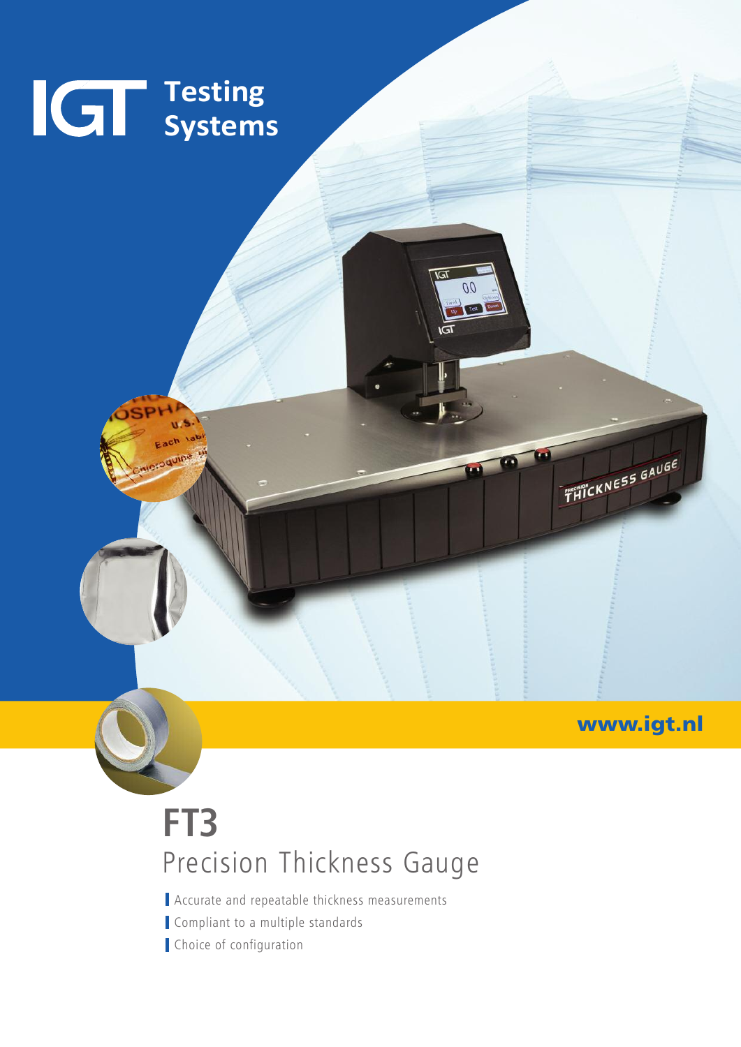IGT Testing Systems

www.igt.nl

# FT3
## Precision Thickness Gauge

- Accurate and repeatable thickness measurements
- Compliant to a multiple standards
- Choice of configuration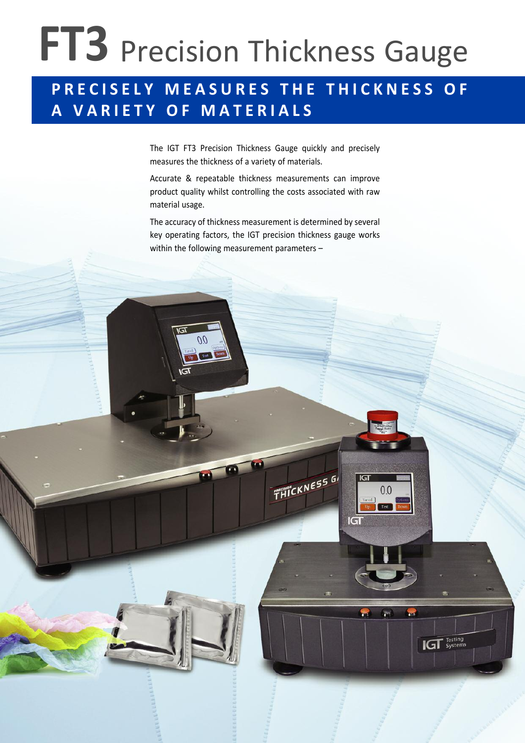# FT3 Precision Thickness Gauge

## PRECISELY MEASURES THE THICKNESS OF A VARIETY OF MATERIALS

The IGT FT3 Precision Thickness Gauge quickly and precisely measures the thickness of a variety of materials.

Accurate & repeatable thickness measurements can improve product quality whilst controlling the costs associated with raw material usage.

The accuracy of thickness measurement is determined by several key operating factors, the IGT precision thickness gauge works within the following measurement parameters –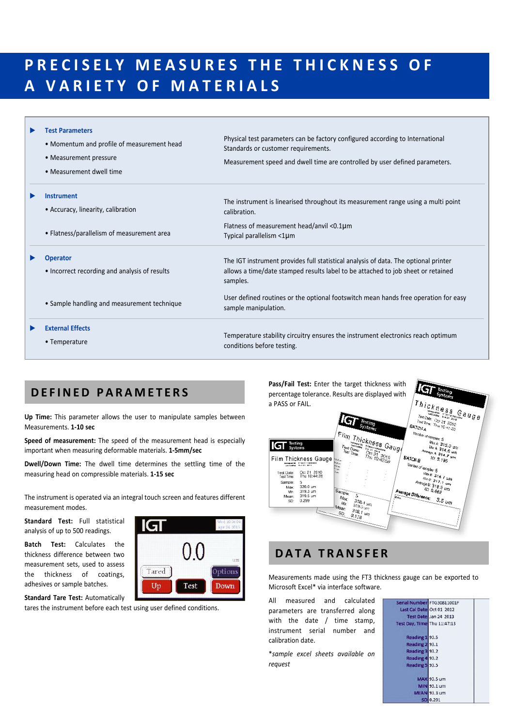# PRECISELY MEASURES THE THICKNESS OF A VARIETY OF MATERIALS

| | |
|---|---|
| **Test Parameters** | |
| • Momentum and profile of measurement head<br>• Measurement pressure<br>• Measurement dwell time | Physical test parameters can be factory configured according to International Standards or customer requirements.<br>Measurement speed and dwell time are controlled by user defined parameters. |
| **Instrument** | |
| • Accuracy, linearity, calibration | The instrument is linearised throughout its measurement range using a multi point calibration. |
| • Flatness/parallelism of measurement area | Flatness of measurement head/anvil <0.1µm<br>Typical parallelism <1µm |
| **Operator** | |
| • Incorrect recording and analysis of results | The IGT instrument provides full statistical analysis of data. The optional printer allows a time/date stamped results label to be attached to job sheet or retained samples. |
| • Sample handling and measurement technique | User defined routines or the optional footswitch mean hands free operation for easy sample manipulation. |
| **External Effects** | |
| • Temperature | Temperature stability circuitry ensures the instrument electronics reach optimum conditions before testing. |

## DEFINED PARAMETERS

**Up Time:** This parameter allows the user to manipulate samples between Measurements. **1-10 sec**

**Speed of measurement:** The speed of the measurement head is especially important when measuring deformable materials. **1-5mm/sec**

**Dwell/Down Time:** The dwell time determines the settling time of the measuring head on compressible materials. **1-15 sec**

The instrument is operated via an integral touch screen and features different measurement modes.

**Standard Test:** Full statistical analysis of up to 500 readings.

**Batch Test:** Calculates the thickness difference between two measurement sets, used to assess the thickness of coatings, adhesives or sample batches.

**Standard Tare Test:** Automatically tares the instrument before each test using user defined conditions.

**Pass/Fail Test:** Enter the target thickness with percentage tolerance. Results are displayed with a PASS or FAIL.

## DATA TRANSFER

Measurements made using the FT3 thickness gauge can be exported to Microsoft Excel* via interface software.

All measured and calculated parameters are transferred along with the date / time stamp, instrument serial number and calibration date.

*\*sample excel sheets available on request*

| | |
|---|---|
| Serial Number | FTG30811001F |
| Last Cal Date | Oct 01 2012 |
| Test Date | Jan 24 2013 |
| Test Day, Time | Thu 11:47:13 |
| Reading 1 | 93.5 |
| Reading 2 | 93.1 |
| Reading 3 | 93.2 |
| Reading 4 | 93.2 |
| Reading 5 | 93.5 |
| MAX | 93.5 um |
| MIN | 93.1 um |
| MEAN | 93.3 um |
| SD | 0.201 |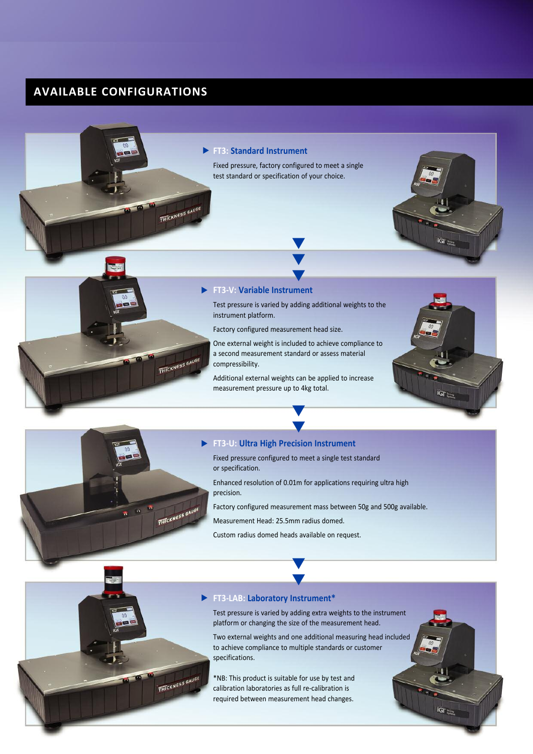# AVAILABLE CONFIGURATIONS

### FT3: Standard Instrument

Fixed pressure, factory configured to meet a single test standard or specification of your choice.

### FT3-V: Variable Instrument

Test pressure is varied by adding additional weights to the instrument platform.

Factory configured measurement head size.

One external weight is included to achieve compliance to a second measurement standard or assess material compressibility.

Additional external weights can be applied to increase measurement pressure up to 4kg total.

### FT3-U: Ultra High Precision Instrument

Fixed pressure configured to meet a single test standard or specification.

Enhanced resolution of 0.01m for applications requiring ultra high precision.

Factory configured measurement mass between 50g and 500g available.

Measurement Head: 25.5mm radius domed.

Custom radius domed heads available on request.

### FT3-LAB: Laboratory Instrument*

Test pressure is varied by adding extra weights to the instrument platform or changing the size of the measurement head.

Two external weights and one additional measuring head included to achieve compliance to multiple standards or customer specifications.

*NB: This product is suitable for use by test and calibration laboratories as full re-calibration is required between measurement head changes.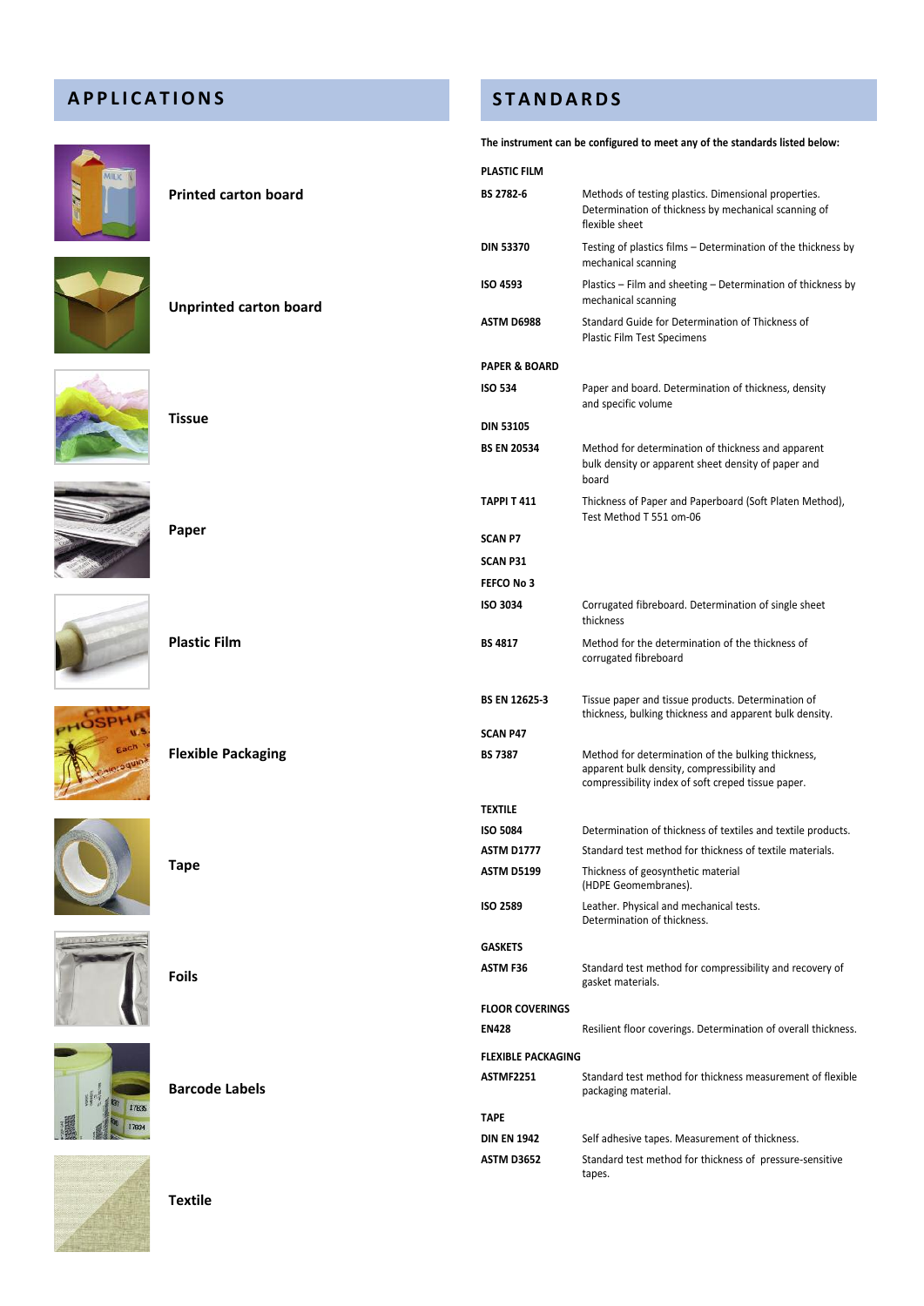## APPLICATIONS

**Printed carton board**

**Unprinted carton board**

**Tissue**

**Paper**

**Plastic Film**

**Flexible Packaging**

**Tape**

**Foils**

**Barcode Labels**

**Textile**

## STANDARDS

**The instrument can be configured to meet any of the standards listed below:**

**PLASTIC FILM**

| | |
|---|---|
| **BS 2782-6** | Methods of testing plastics. Dimensional properties. Determination of thickness by mechanical scanning of flexible sheet |
| **DIN 53370** | Testing of plastics films – Determination of the thickness by mechanical scanning |
| **ISO 4593** | Plastics – Film and sheeting – Determination of thickness by mechanical scanning |
| **ASTM D6988** | Standard Guide for Determination of Thickness of Plastic Film Test Specimens |

**PAPER & BOARD**

| | |
|---|---|
| **ISO 534** | Paper and board. Determination of thickness, density and specific volume |
| **DIN 53105** | |
| **BS EN 20534** | Method for determination of thickness and apparent bulk density or apparent sheet density of paper and board |
| **TAPPI T 411** | Thickness of Paper and Paperboard (Soft Platen Method), Test Method T 551 om-06 |
| **SCAN P7** | |
| **SCAN P31** | |
| **FEFCO No 3** | |
| **ISO 3034** | Corrugated fibreboard. Determination of single sheet thickness |
| **BS 4817** | Method for the determination of the thickness of corrugated fibreboard |
| **BS EN 12625-3** | Tissue paper and tissue products. Determination of thickness, bulking thickness and apparent bulk density. |
| **SCAN P47** | |
| **BS 7387** | Method for determination of the bulking thickness, apparent bulk density, compressibility and compressibility index of soft creped tissue paper. |

**TEXTILE**

| | |
|---|---|
| **ISO 5084** | Determination of thickness of textiles and textile products. |
| **ASTM D1777** | Standard test method for thickness of textile materials. |
| **ASTM D5199** | Thickness of geosynthetic material (HDPE Geomembranes). |
| **ISO 2589** | Leather. Physical and mechanical tests. Determination of thickness. |

**GASKETS**

| | |
|---|---|
| **ASTM F36** | Standard test method for compressibility and recovery of gasket materials. |

**FLOOR COVERINGS**

| | |
|---|---|
| **EN428** | Resilient floor coverings. Determination of overall thickness. |

**FLEXIBLE PACKAGING**

| | |
|---|---|
| **ASTMF2251** | Standard test method for thickness measurement of flexible packaging material. |

**TAPE**

| | |
|---|---|
| **DIN EN 1942** | Self adhesive tapes. Measurement of thickness. |
| **ASTM D3652** | Standard test method for thickness of pressure-sensitive tapes. |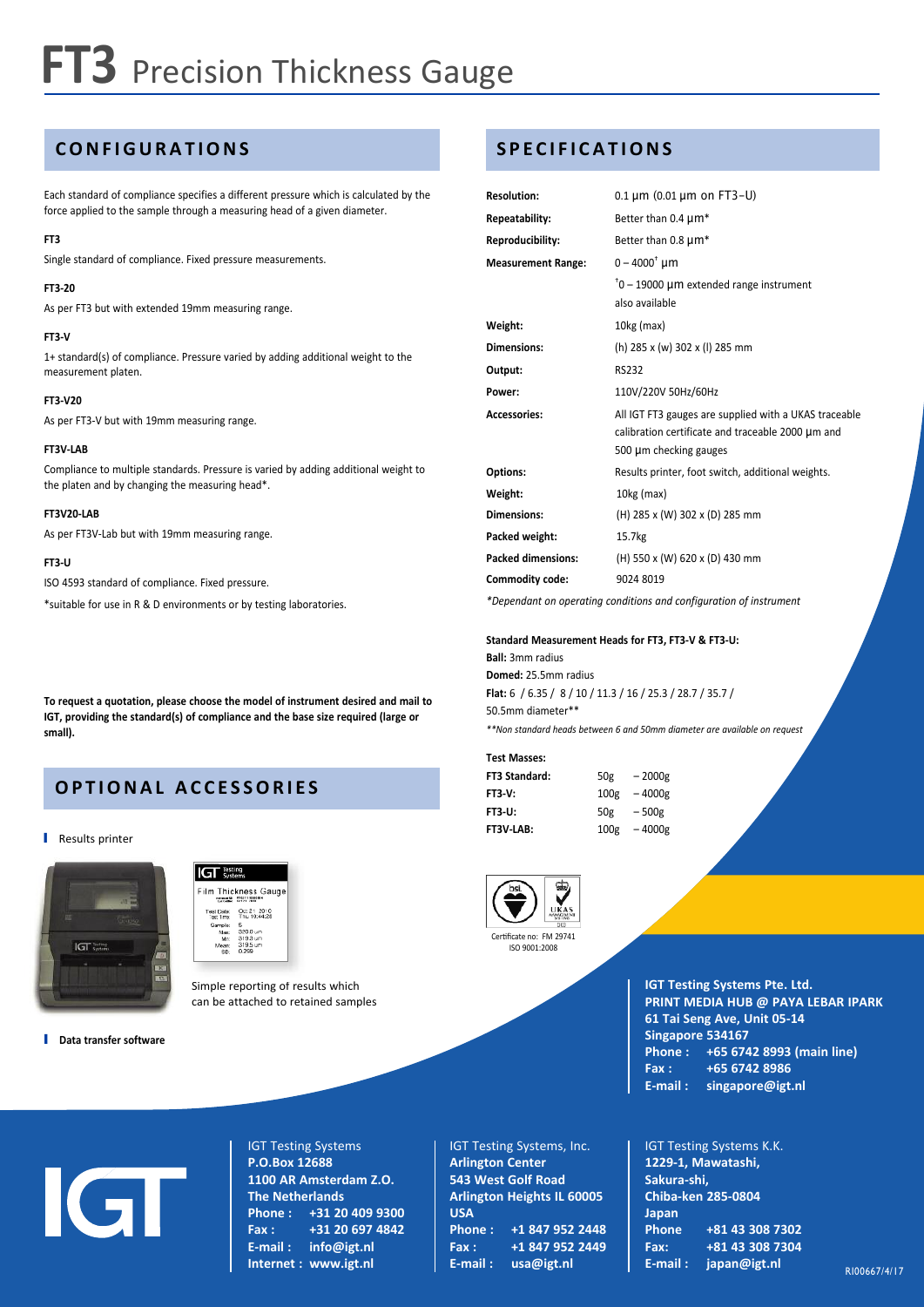# FT3 Precision Thickness Gauge

## CONFIGURATIONS

Each standard of compliance specifies a different pressure which is calculated by the force applied to the sample through a measuring head of a given diameter.

**FT3**

Single standard of compliance. Fixed pressure measurements.

**FT3-20**

As per FT3 but with extended 19mm measuring range.

**FT3-V**

1+ standard(s) of compliance. Pressure varied by adding additional weight to the measurement platen.

**FT3-V20**

As per FT3-V but with 19mm measuring range.

**FT3V-LAB**

Compliance to multiple standards. Pressure is varied by adding additional weight to the platen and by changing the measuring head*.

**FT3V20-LAB**

As per FT3V-Lab but with 19mm measuring range.

**FT3-U**

ISO 4593 standard of compliance. Fixed pressure.

*suitable for use in R & D environments or by testing laboratories.

**To request a quotation, please choose the model of instrument desired and mail to IGT, providing the standard(s) of compliance and the base size required (large or small).**

## OPTIONAL ACCESSORIES

- Results printer

Simple reporting of results which can be attached to retained samples

- **Data transfer software**

## SPECIFICATIONS

| | |
|---|---|
| **Resolution:** | 0.1 µm (0.01 µm on FT3-U) |
| **Repeatability:** | Better than 0.4 µm* |
| **Reproducibility:** | Better than 0.8 µm* |
| **Measurement Range:** | 0 – 4000† µm<br>†0 – 19000 µm extended range instrument also available |
| **Weight:** | 10kg (max) |
| **Dimensions:** | (h) 285 x (w) 302 x (l) 285 mm |
| **Output:** | RS232 |
| **Power:** | 110V/220V 50Hz/60Hz |
| **Accessories:** | All IGT FT3 gauges are supplied with a UKAS traceable calibration certificate and traceable 2000 µm and 500 µm checking gauges |
| **Options:** | Results printer, foot switch, additional weights. |
| **Weight:** | 10kg (max) |
| **Dimensions:** | (H) 285 x (W) 302 x (D) 285 mm |
| **Packed weight:** | 15.7kg |
| **Packed dimensions:** | (H) 550 x (W) 620 x (D) 430 mm |
| **Commodity code:** | 9024 8019 |

*\*Dependant on operating conditions and configuration of instrument*

**Standard Measurement Heads for FT3, FT3-V & FT3-U:**

**Ball:** 3mm radius

**Domed:** 25.5mm radius

**Flat:** 6 / 6.35 / 8 / 10 / 11.3 / 16 / 25.3 / 28.7 / 35.7 / 50.5mm diameter**

*\*\*Non standard heads between 6 and 50mm diameter are available on request*

**Test Masses:**

| | | |
|---|---|---|
| **FT3 Standard:** | 50g | – 2000g |
| **FT3-V:** | 100g | – 4000g |
| **FT3-U:** | 50g | – 500g |
| **FT3V-LAB:** | 100g | – 4000g |

Certificate no: FM 29741
ISO 9001:2008

IGT Testing Systems Pte. Ltd.
PRINT MEDIA HUB @ PAYA LEBAR IPARK
61 Tai Seng Ave, Unit 05-14
Singapore 534167
Phone : +65 6742 8993 (main line)
Fax : +65 6742 8986
E-mail : singapore@igt.nl

IGT Testing Systems
P.O.Box 12688
1100 AR Amsterdam Z.O.
The Netherlands
Phone : +31 20 409 9300
Fax : +31 20 697 4842
E-mail : info@igt.nl
Internet : www.igt.nl

IGT Testing Systems, Inc.
Arlington Center
543 West Golf Road
Arlington Heights IL 60005
USA
Phone : +1 847 952 2448
Fax : +1 847 952 2449
E-mail : usa@igt.nl

IGT Testing Systems K.K.
1229-1, Mawatashi,
Sakura-shi,
Chiba-ken 285-0804
Japan
Phone +81 43 308 7302
Fax: +81 43 308 7304
E-mail : japan@igt.nl

RI00667/4/17